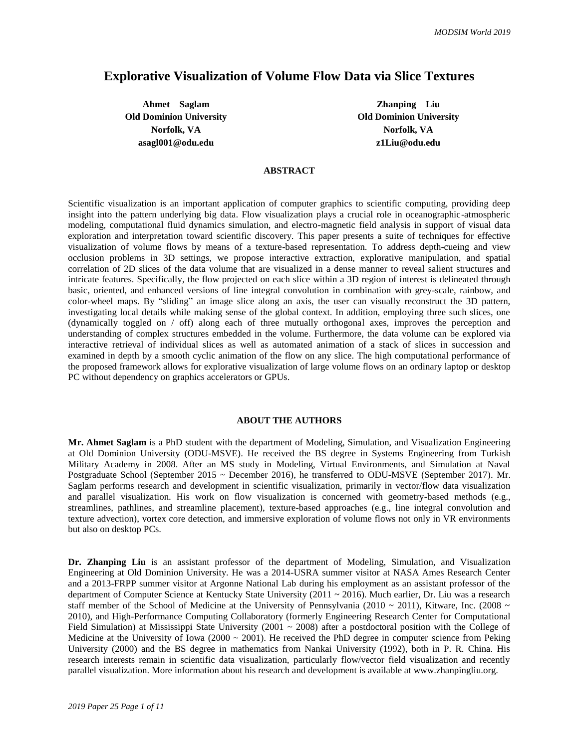# Explorative Visualization of Volume Flow Data via Slice Textures

**Ahmet Saglam**
**Old Dominion University**
**Norfolk, VA**
**asagl001@odu.edu**

**Zhanping Liu**
**Old Dominion University**
**Norfolk, VA**
**z1Liu@odu.edu**

## ABSTRACT

Scientific visualization is an important application of computer graphics to scientific computing, providing deep insight into the pattern underlying big data. Flow visualization plays a crucial role in oceanographic-atmospheric modeling, computational fluid dynamics simulation, and electro-magnetic field analysis in support of visual data exploration and interpretation toward scientific discovery. This paper presents a suite of techniques for effective visualization of volume flows by means of a texture-based representation. To address depth-cueing and view occlusion problems in 3D settings, we propose interactive extraction, explorative manipulation, and spatial correlation of 2D slices of the data volume that are visualized in a dense manner to reveal salient structures and intricate features. Specifically, the flow projected on each slice within a 3D region of interest is delineated through basic, oriented, and enhanced versions of line integral convolution in combination with grey-scale, rainbow, and color-wheel maps. By "sliding" an image slice along an axis, the user can visually reconstruct the 3D pattern, investigating local details while making sense of the global context. In addition, employing three such slices, one (dynamically toggled on / off) along each of three mutually orthogonal axes, improves the perception and understanding of complex structures embedded in the volume. Furthermore, the data volume can be explored via interactive retrieval of individual slices as well as automated animation of a stack of slices in succession and examined in depth by a smooth cyclic animation of the flow on any slice. The high computational performance of the proposed framework allows for explorative visualization of large volume flows on an ordinary laptop or desktop PC without dependency on graphics accelerators or GPUs.

## ABOUT THE AUTHORS

**Mr. Ahmet Saglam** is a PhD student with the department of Modeling, Simulation, and Visualization Engineering at Old Dominion University (ODU-MSVE). He received the BS degree in Systems Engineering from Turkish Military Academy in 2008. After an MS study in Modeling, Virtual Environments, and Simulation at Naval Postgraduate School (September 2015 ~ December 2016), he transferred to ODU-MSVE (September 2017). Mr. Saglam performs research and development in scientific visualization, primarily in vector/flow data visualization and parallel visualization. His work on flow visualization is concerned with geometry-based methods (e.g., streamlines, pathlines, and streamline placement), texture-based approaches (e.g., line integral convolution and texture advection), vortex core detection, and immersive exploration of volume flows not only in VR environments but also on desktop PCs.

**Dr. Zhanping Liu** is an assistant professor of the department of Modeling, Simulation, and Visualization Engineering at Old Dominion University. He was a 2014-USRA summer visitor at NASA Ames Research Center and a 2013-FRPP summer visitor at Argonne National Lab during his employment as an assistant professor of the department of Computer Science at Kentucky State University (2011 ~ 2016). Much earlier, Dr. Liu was a research staff member of the School of Medicine at the University of Pennsylvania (2010 ~ 2011), Kitware, Inc. (2008 ~ 2010), and High-Performance Computing Collaboratory (formerly Engineering Research Center for Computational Field Simulation) at Mississippi State University (2001 ~ 2008) after a postdoctoral position with the College of Medicine at the University of Iowa (2000 ~ 2001). He received the PhD degree in computer science from Peking University (2000) and the BS degree in mathematics from Nankai University (1992), both in P. R. China. His research interests remain in scientific data visualization, particularly flow/vector field visualization and recently parallel visualization. More information about his research and development is available at www.zhanpingliu.org.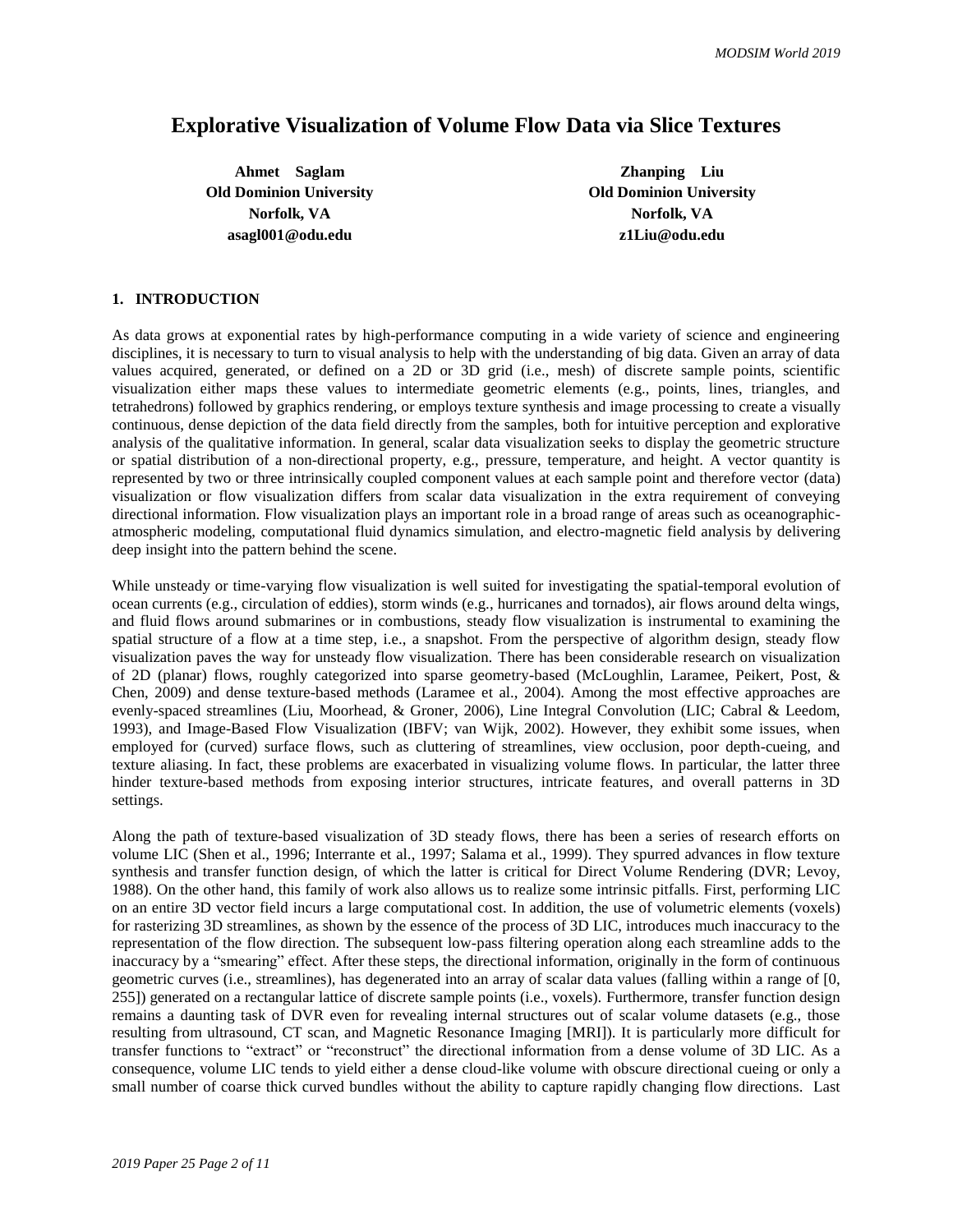# Explorative Visualization of Volume Flow Data via Slice Textures

**Ahmet Saglam**
**Old Dominion University**
**Norfolk, VA**
**asagl001@odu.edu**

**Zhanping Liu**
**Old Dominion University**
**Norfolk, VA**
**z1Liu@odu.edu**

## 1. INTRODUCTION

As data grows at exponential rates by high-performance computing in a wide variety of science and engineering disciplines, it is necessary to turn to visual analysis to help with the understanding of big data. Given an array of data values acquired, generated, or defined on a 2D or 3D grid (i.e., mesh) of discrete sample points, scientific visualization either maps these values to intermediate geometric elements (e.g., points, lines, triangles, and tetrahedrons) followed by graphics rendering, or employs texture synthesis and image processing to create a visually continuous, dense depiction of the data field directly from the samples, both for intuitive perception and explorative analysis of the qualitative information. In general, scalar data visualization seeks to display the geometric structure or spatial distribution of a non-directional property, e.g., pressure, temperature, and height. A vector quantity is represented by two or three intrinsically coupled component values at each sample point and therefore vector (data) visualization or flow visualization differs from scalar data visualization in the extra requirement of conveying directional information. Flow visualization plays an important role in a broad range of areas such as oceanographic-atmospheric modeling, computational fluid dynamics simulation, and electro-magnetic field analysis by delivering deep insight into the pattern behind the scene.

While unsteady or time-varying flow visualization is well suited for investigating the spatial-temporal evolution of ocean currents (e.g., circulation of eddies), storm winds (e.g., hurricanes and tornados), air flows around delta wings, and fluid flows around submarines or in combustions, steady flow visualization is instrumental to examining the spatial structure of a flow at a time step, i.e., a snapshot. From the perspective of algorithm design, steady flow visualization paves the way for unsteady flow visualization. There has been considerable research on visualization of 2D (planar) flows, roughly categorized into sparse geometry-based (McLoughlin, Laramee, Peikert, Post, & Chen, 2009) and dense texture-based methods (Laramee et al., 2004). Among the most effective approaches are evenly-spaced streamlines (Liu, Moorhead, & Groner, 2006), Line Integral Convolution (LIC; Cabral & Leedom, 1993), and Image-Based Flow Visualization (IBFV; van Wijk, 2002). However, they exhibit some issues, when employed for (curved) surface flows, such as cluttering of streamlines, view occlusion, poor depth-cueing, and texture aliasing. In fact, these problems are exacerbated in visualizing volume flows. In particular, the latter three hinder texture-based methods from exposing interior structures, intricate features, and overall patterns in 3D settings.

Along the path of texture-based visualization of 3D steady flows, there has been a series of research efforts on volume LIC (Shen et al., 1996; Interrante et al., 1997; Salama et al., 1999). They spurred advances in flow texture synthesis and transfer function design, of which the latter is critical for Direct Volume Rendering (DVR; Levoy, 1988). On the other hand, this family of work also allows us to realize some intrinsic pitfalls. First, performing LIC on an entire 3D vector field incurs a large computational cost. In addition, the use of volumetric elements (voxels) for rasterizing 3D streamlines, as shown by the essence of the process of 3D LIC, introduces much inaccuracy to the representation of the flow direction. The subsequent low-pass filtering operation along each streamline adds to the inaccuracy by a "smearing" effect. After these steps, the directional information, originally in the form of continuous geometric curves (i.e., streamlines), has degenerated into an array of scalar data values (falling within a range of [0, 255]) generated on a rectangular lattice of discrete sample points (i.e., voxels). Furthermore, transfer function design remains a daunting task of DVR even for revealing internal structures out of scalar volume datasets (e.g., those resulting from ultrasound, CT scan, and Magnetic Resonance Imaging [MRI]). It is particularly more difficult for transfer functions to "extract" or "reconstruct" the directional information from a dense volume of 3D LIC. As a consequence, volume LIC tends to yield either a dense cloud-like volume with obscure directional cueing or only a small number of coarse thick curved bundles without the ability to capture rapidly changing flow directions. Last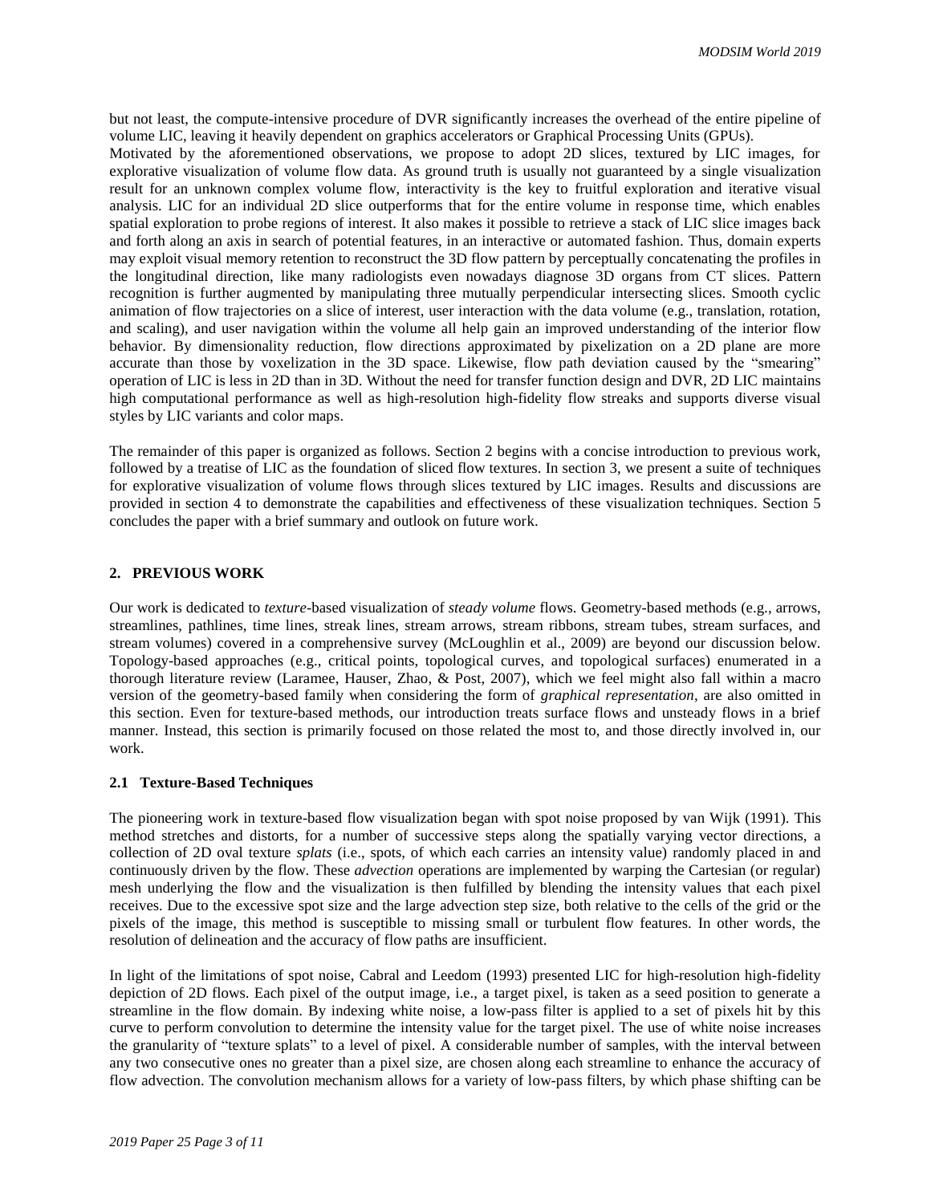but not least, the compute-intensive procedure of DVR significantly increases the overhead of the entire pipeline of volume LIC, leaving it heavily dependent on graphics accelerators or Graphical Processing Units (GPUs).
Motivated by the aforementioned observations, we propose to adopt 2D slices, textured by LIC images, for explorative visualization of volume flow data. As ground truth is usually not guaranteed by a single visualization result for an unknown complex volume flow, interactivity is the key to fruitful exploration and iterative visual analysis. LIC for an individual 2D slice outperforms that for the entire volume in response time, which enables spatial exploration to probe regions of interest. It also makes it possible to retrieve a stack of LIC slice images back and forth along an axis in search of potential features, in an interactive or automated fashion. Thus, domain experts may exploit visual memory retention to reconstruct the 3D flow pattern by perceptually concatenating the profiles in the longitudinal direction, like many radiologists even nowadays diagnose 3D organs from CT slices. Pattern recognition is further augmented by manipulating three mutually perpendicular intersecting slices. Smooth cyclic animation of flow trajectories on a slice of interest, user interaction with the data volume (e.g., translation, rotation, and scaling), and user navigation within the volume all help gain an improved understanding of the interior flow behavior. By dimensionality reduction, flow directions approximated by pixelization on a 2D plane are more accurate than those by voxelization in the 3D space. Likewise, flow path deviation caused by the "smearing" operation of LIC is less in 2D than in 3D. Without the need for transfer function design and DVR, 2D LIC maintains high computational performance as well as high-resolution high-fidelity flow streaks and supports diverse visual styles by LIC variants and color maps.

The remainder of this paper is organized as follows. Section 2 begins with a concise introduction to previous work, followed by a treatise of LIC as the foundation of sliced flow textures. In section 3, we present a suite of techniques for explorative visualization of volume flows through slices textured by LIC images. Results and discussions are provided in section 4 to demonstrate the capabilities and effectiveness of these visualization techniques. Section 5 concludes the paper with a brief summary and outlook on future work.

## 2. PREVIOUS WORK

Our work is dedicated to *texture*-based visualization of *steady volume* flows. Geometry-based methods (e.g., arrows, streamlines, pathlines, time lines, streak lines, stream arrows, stream ribbons, stream tubes, stream surfaces, and stream volumes) covered in a comprehensive survey (McLoughlin et al., 2009) are beyond our discussion below. Topology-based approaches (e.g., critical points, topological curves, and topological surfaces) enumerated in a thorough literature review (Laramee, Hauser, Zhao, & Post, 2007), which we feel might also fall within a macro version of the geometry-based family when considering the form of *graphical representation*, are also omitted in this section. Even for texture-based methods, our introduction treats surface flows and unsteady flows in a brief manner. Instead, this section is primarily focused on those related the most to, and those directly involved in, our work.

### 2.1 Texture-Based Techniques

The pioneering work in texture-based flow visualization began with spot noise proposed by van Wijk (1991). This method stretches and distorts, for a number of successive steps along the spatially varying vector directions, a collection of 2D oval texture *splats* (i.e., spots, of which each carries an intensity value) randomly placed in and continuously driven by the flow. These *advection* operations are implemented by warping the Cartesian (or regular) mesh underlying the flow and the visualization is then fulfilled by blending the intensity values that each pixel receives. Due to the excessive spot size and the large advection step size, both relative to the cells of the grid or the pixels of the image, this method is susceptible to missing small or turbulent flow features. In other words, the resolution of delineation and the accuracy of flow paths are insufficient.

In light of the limitations of spot noise, Cabral and Leedom (1993) presented LIC for high-resolution high-fidelity depiction of 2D flows. Each pixel of the output image, i.e., a target pixel, is taken as a seed position to generate a streamline in the flow domain. By indexing white noise, a low-pass filter is applied to a set of pixels hit by this curve to perform convolution to determine the intensity value for the target pixel. The use of white noise increases the granularity of "texture splats" to a level of pixel. A considerable number of samples, with the interval between any two consecutive ones no greater than a pixel size, are chosen along each streamline to enhance the accuracy of flow advection. The convolution mechanism allows for a variety of low-pass filters, by which phase shifting can be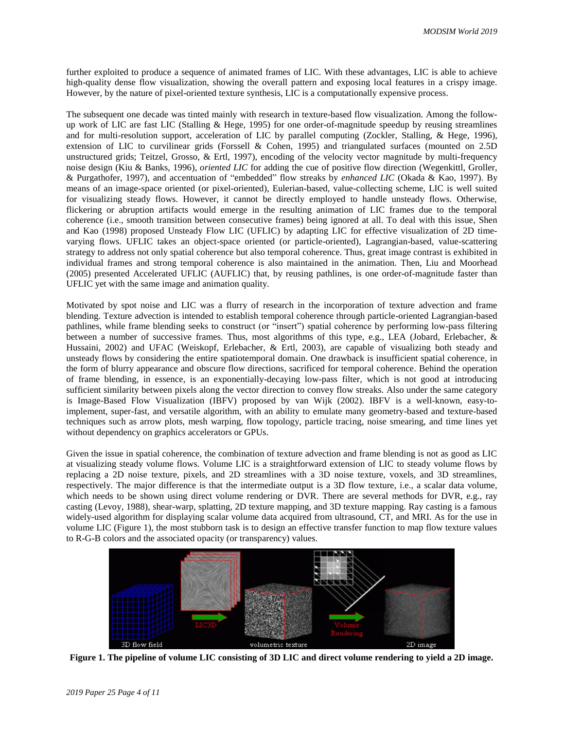further exploited to produce a sequence of animated frames of LIC. With these advantages, LIC is able to achieve high-quality dense flow visualization, showing the overall pattern and exposing local features in a crispy image. However, by the nature of pixel-oriented texture synthesis, LIC is a computationally expensive process.

The subsequent one decade was tinted mainly with research in texture-based flow visualization. Among the follow-up work of LIC are fast LIC (Stalling & Hege, 1995) for one order-of-magnitude speedup by reusing streamlines and for multi-resolution support, acceleration of LIC by parallel computing (Zockler, Stalling, & Hege, 1996), extension of LIC to curvilinear grids (Forssell & Cohen, 1995) and triangulated surfaces (mounted on 2.5D unstructured grids; Teitzel, Grosso, & Ertl, 1997), encoding of the velocity vector magnitude by multi-frequency noise design (Kiu & Banks, 1996), *oriented LIC* for adding the cue of positive flow direction (Wegenkittl, Groller, & Purgathofer, 1997), and accentuation of "embedded" flow streaks by *enhanced LIC* (Okada & Kao, 1997). By means of an image-space oriented (or pixel-oriented), Eulerian-based, value-collecting scheme, LIC is well suited for visualizing steady flows. However, it cannot be directly employed to handle unsteady flows. Otherwise, flickering or abruption artifacts would emerge in the resulting animation of LIC frames due to the temporal coherence (i.e., smooth transition between consecutive frames) being ignored at all. To deal with this issue, Shen and Kao (1998) proposed Unsteady Flow LIC (UFLIC) by adapting LIC for effective visualization of 2D time-varying flows. UFLIC takes an object-space oriented (or particle-oriented), Lagrangian-based, value-scattering strategy to address not only spatial coherence but also temporal coherence. Thus, great image contrast is exhibited in individual frames and strong temporal coherence is also maintained in the animation. Then, Liu and Moorhead (2005) presented Accelerated UFLIC (AUFLIC) that, by reusing pathlines, is one order-of-magnitude faster than UFLIC yet with the same image and animation quality.

Motivated by spot noise and LIC was a flurry of research in the incorporation of texture advection and frame blending. Texture advection is intended to establish temporal coherence through particle-oriented Lagrangian-based pathlines, while frame blending seeks to construct (or "insert") spatial coherence by performing low-pass filtering between a number of successive frames. Thus, most algorithms of this type, e.g., LEA (Jobard, Erlebacher, & Hussaini, 2002) and UFAC (Weiskopf, Erlebacher, & Ertl, 2003), are capable of visualizing both steady and unsteady flows by considering the entire spatiotemporal domain. One drawback is insufficient spatial coherence, in the form of blurry appearance and obscure flow directions, sacrificed for temporal coherence. Behind the operation of frame blending, in essence, is an exponentially-decaying low-pass filter, which is not good at introducing sufficient similarity between pixels along the vector direction to convey flow streaks. Also under the same category is Image-Based Flow Visualization (IBFV) proposed by van Wijk (2002). IBFV is a well-known, easy-to-implement, super-fast, and versatile algorithm, with an ability to emulate many geometry-based and texture-based techniques such as arrow plots, mesh warping, flow topology, particle tracing, noise smearing, and time lines yet without dependency on graphics accelerators or GPUs.

Given the issue in spatial coherence, the combination of texture advection and frame blending is not as good as LIC at visualizing steady volume flows. Volume LIC is a straightforward extension of LIC to steady volume flows by replacing a 2D noise texture, pixels, and 2D streamlines with a 3D noise texture, voxels, and 3D streamlines, respectively. The major difference is that the intermediate output is a 3D flow texture, i.e., a scalar data volume, which needs to be shown using direct volume rendering or DVR. There are several methods for DVR, e.g., ray casting (Levoy, 1988), shear-warp, splatting, 2D texture mapping, and 3D texture mapping. Ray casting is a famous widely-used algorithm for displaying scalar volume data acquired from ultrasound, CT, and MRI. As for the use in volume LIC (Figure 1), the most stubborn task is to design an effective transfer function to map flow texture values to R-G-B colors and the associated opacity (or transparency) values.

**Figure 1. The pipeline of volume LIC consisting of 3D LIC and direct volume rendering to yield a 2D image.**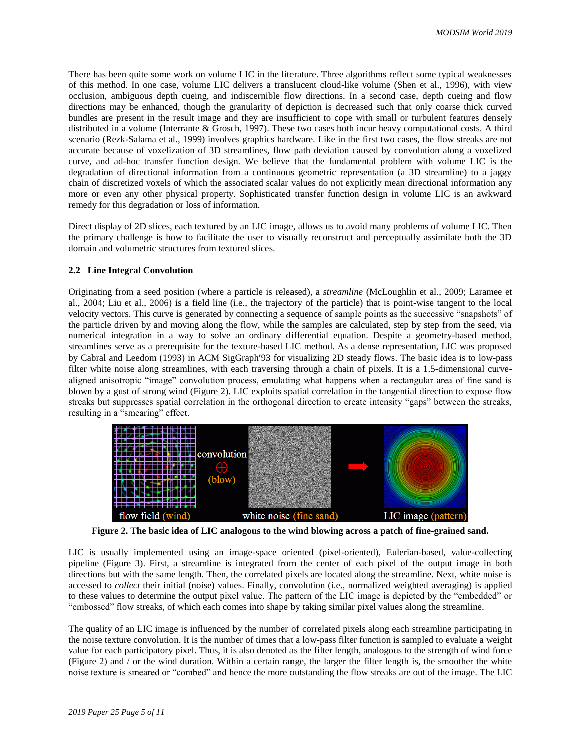There has been quite some work on volume LIC in the literature. Three algorithms reflect some typical weaknesses of this method. In one case, volume LIC delivers a translucent cloud-like volume (Shen et al., 1996), with view occlusion, ambiguous depth cueing, and indiscernible flow directions. In a second case, depth cueing and flow directions may be enhanced, though the granularity of depiction is decreased such that only coarse thick curved bundles are present in the result image and they are insufficient to cope with small or turbulent features densely distributed in a volume (Interrante & Grosch, 1997). These two cases both incur heavy computational costs. A third scenario (Rezk-Salama et al., 1999) involves graphics hardware. Like in the first two cases, the flow streaks are not accurate because of voxelization of 3D streamlines, flow path deviation caused by convolution along a voxelized curve, and ad-hoc transfer function design. We believe that the fundamental problem with volume LIC is the degradation of directional information from a continuous geometric representation (a 3D streamline) to a jaggy chain of discretized voxels of which the associated scalar values do not explicitly mean directional information any more or even any other physical property. Sophisticated transfer function design in volume LIC is an awkward remedy for this degradation or loss of information.

Direct display of 2D slices, each textured by an LIC image, allows us to avoid many problems of volume LIC. Then the primary challenge is how to facilitate the user to visually reconstruct and perceptually assimilate both the 3D domain and volumetric structures from textured slices.

### 2.2 Line Integral Convolution

Originating from a seed position (where a particle is released), a *streamline* (McLoughlin et al., 2009; Laramee et al., 2004; Liu et al., 2006) is a field line (i.e., the trajectory of the particle) that is point-wise tangent to the local velocity vectors. This curve is generated by connecting a sequence of sample points as the successive "snapshots" of the particle driven by and moving along the flow, while the samples are calculated, step by step from the seed, via numerical integration in a way to solve an ordinary differential equation. Despite a geometry-based method, streamlines serve as a prerequisite for the texture-based LIC method. As a dense representation, LIC was proposed by Cabral and Leedom (1993) in ACM SigGraph′93 for visualizing 2D steady flows. The basic idea is to low-pass filter white noise along streamlines, with each traversing through a chain of pixels. It is a 1.5-dimensional curve-aligned anisotropic "image" convolution process, emulating what happens when a rectangular area of fine sand is blown by a gust of strong wind (Figure 2). LIC exploits spatial correlation in the tangential direction to expose flow streaks but suppresses spatial correlation in the orthogonal direction to create intensity "gaps" between the streaks, resulting in a "smearing" effect.

**Figure 2. The basic idea of LIC analogous to the wind blowing across a patch of fine-grained sand.**

LIC is usually implemented using an image-space oriented (pixel-oriented), Eulerian-based, value-collecting pipeline (Figure 3). First, a streamline is integrated from the center of each pixel of the output image in both directions but with the same length. Then, the correlated pixels are located along the streamline. Next, white noise is accessed to *collect* their initial (noise) values. Finally, convolution (i.e., normalized weighted averaging) is applied to these values to determine the output pixel value. The pattern of the LIC image is depicted by the "embedded" or "embossed" flow streaks, of which each comes into shape by taking similar pixel values along the streamline.

The quality of an LIC image is influenced by the number of correlated pixels along each streamline participating in the noise texture convolution. It is the number of times that a low-pass filter function is sampled to evaluate a weight value for each participatory pixel. Thus, it is also denoted as the filter length, analogous to the strength of wind force (Figure 2) and / or the wind duration. Within a certain range, the larger the filter length is, the smoother the white noise texture is smeared or "combed" and hence the more outstanding the flow streaks are out of the image. The LIC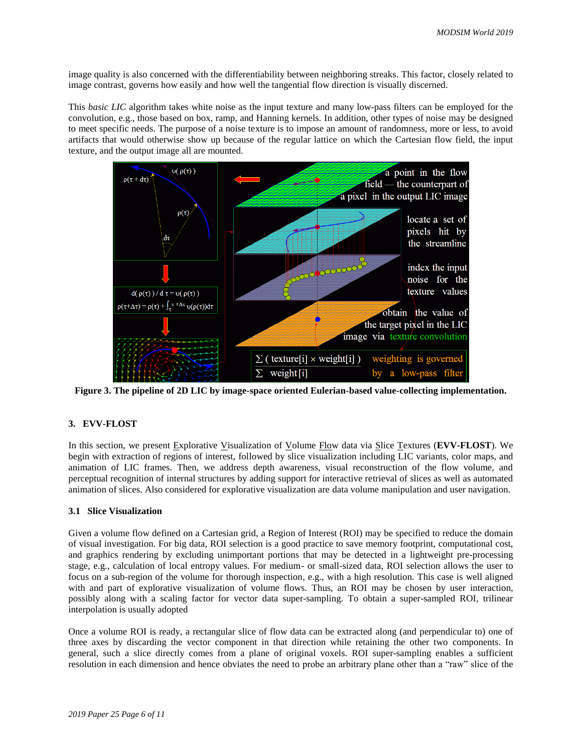image quality is also concerned with the differentiability between neighboring streaks. This factor, closely related to image contrast, governs how easily and how well the tangential flow direction is visually discerned.

This *basic LIC* algorithm takes white noise as the input texture and many low-pass filters can be employed for the convolution, e.g., those based on box, ramp, and Hanning kernels. In addition, other types of noise may be designed to meet specific needs. The purpose of a noise texture is to impose an amount of randomness, more or less, to avoid artifacts that would otherwise show up because of the regular lattice on which the Cartesian flow field, the input texture, and the output image all are mounted.

**Figure 3. The pipeline of 2D LIC by image-space oriented Eulerian-based value-collecting implementation.**

### 3. EVV-FLOST

In this section, we present Explorative Visualization of Volume Flow data via Slice Textures (**EVV-FLOST**). We begin with extraction of regions of interest, followed by slice visualization including LIC variants, color maps, and animation of LIC frames. Then, we address depth awareness, visual reconstruction of the flow volume, and perceptual recognition of internal structures by adding support for interactive retrieval of slices as well as automated animation of slices. Also considered for explorative visualization are data volume manipulation and user navigation.

#### 3.1 Slice Visualization

Given a volume flow defined on a Cartesian grid, a Region of Interest (ROI) may be specified to reduce the domain of visual investigation. For big data, ROI selection is a good practice to save memory footprint, computational cost, and graphics rendering by excluding unimportant portions that may be detected in a lightweight pre-processing stage, e.g., calculation of local entropy values. For medium- or small-sized data, ROI selection allows the user to focus on a sub-region of the volume for thorough inspection, e.g., with a high resolution. This case is well aligned with and part of explorative visualization of volume flows. Thus, an ROI may be chosen by user interaction, possibly along with a scaling factor for vector data super-sampling. To obtain a super-sampled ROI, trilinear interpolation is usually adopted

Once a volume ROI is ready, a rectangular slice of flow data can be extracted along (and perpendicular to) one of three axes by discarding the vector component in that direction while retaining the other two components. In general, such a slice directly comes from a plane of original voxels. ROI super-sampling enables a sufficient resolution in each dimension and hence obviates the need to probe an arbitrary plane other than a "raw" slice of the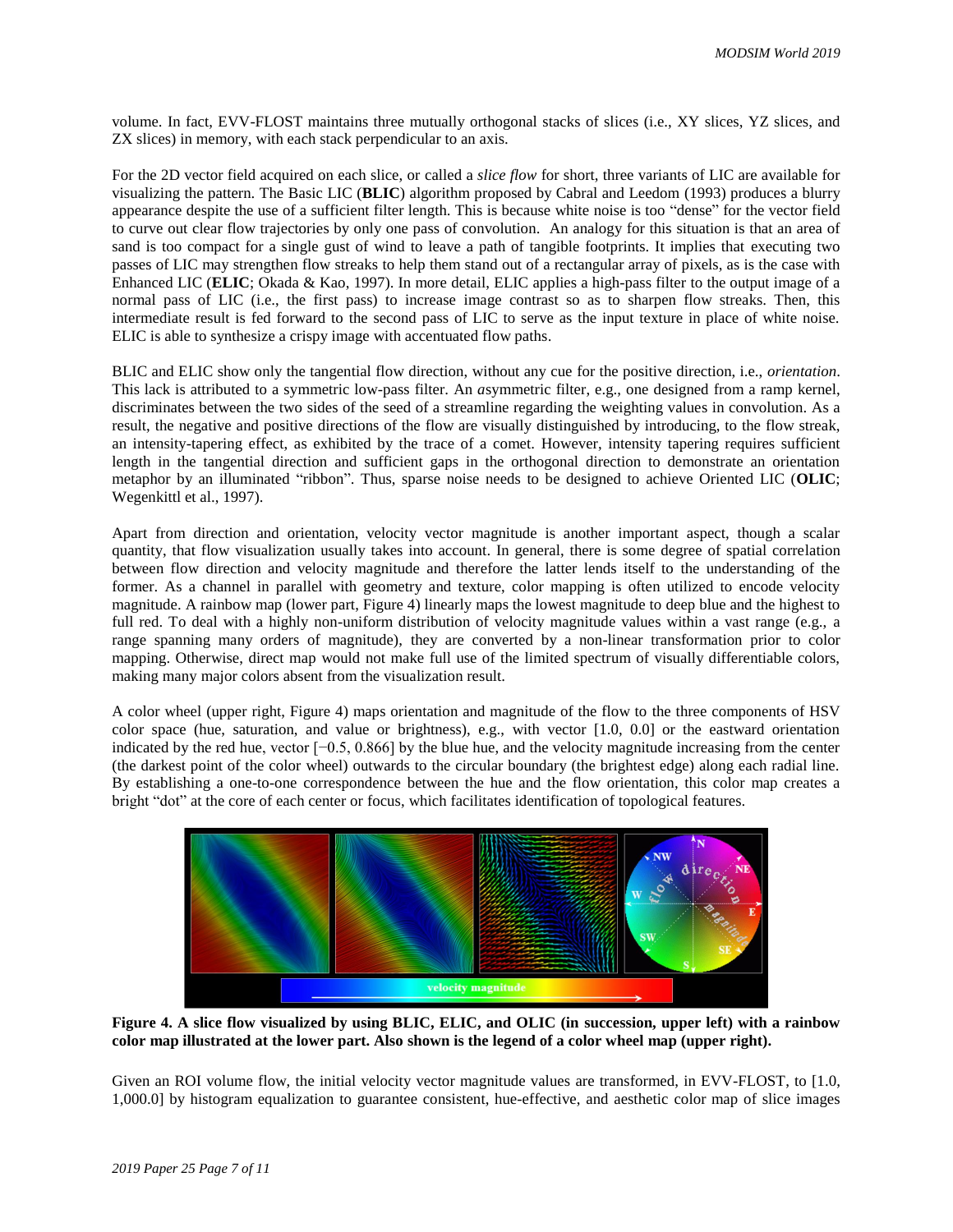volume. In fact, EVV-FLOST maintains three mutually orthogonal stacks of slices (i.e., XY slices, YZ slices, and ZX slices) in memory, with each stack perpendicular to an axis.

For the 2D vector field acquired on each slice, or called a *slice flow* for short, three variants of LIC are available for visualizing the pattern. The Basic LIC (**BLIC**) algorithm proposed by Cabral and Leedom (1993) produces a blurry appearance despite the use of a sufficient filter length. This is because white noise is too "dense" for the vector field to curve out clear flow trajectories by only one pass of convolution. An analogy for this situation is that an area of sand is too compact for a single gust of wind to leave a path of tangible footprints. It implies that executing two passes of LIC may strengthen flow streaks to help them stand out of a rectangular array of pixels, as is the case with Enhanced LIC (**ELIC**; Okada & Kao, 1997). In more detail, ELIC applies a high-pass filter to the output image of a normal pass of LIC (i.e., the first pass) to increase image contrast so as to sharpen flow streaks. Then, this intermediate result is fed forward to the second pass of LIC to serve as the input texture in place of white noise. ELIC is able to synthesize a crispy image with accentuated flow paths.

BLIC and ELIC show only the tangential flow direction, without any cue for the positive direction, i.e., *orientation*. This lack is attributed to a symmetric low-pass filter. An *a*symmetric filter, e.g., one designed from a ramp kernel, discriminates between the two sides of the seed of a streamline regarding the weighting values in convolution. As a result, the negative and positive directions of the flow are visually distinguished by introducing, to the flow streak, an intensity-tapering effect, as exhibited by the trace of a comet. However, intensity tapering requires sufficient length in the tangential direction and sufficient gaps in the orthogonal direction to demonstrate an orientation metaphor by an illuminated "ribbon". Thus, sparse noise needs to be designed to achieve Oriented LIC (**OLIC**; Wegenkittl et al., 1997).

Apart from direction and orientation, velocity vector magnitude is another important aspect, though a scalar quantity, that flow visualization usually takes into account. In general, there is some degree of spatial correlation between flow direction and velocity magnitude and therefore the latter lends itself to the understanding of the former. As a channel in parallel with geometry and texture, color mapping is often utilized to encode velocity magnitude. A rainbow map (lower part, Figure 4) linearly maps the lowest magnitude to deep blue and the highest to full red. To deal with a highly non-uniform distribution of velocity magnitude values within a vast range (e.g., a range spanning many orders of magnitude), they are converted by a non-linear transformation prior to color mapping. Otherwise, direct map would not make full use of the limited spectrum of visually differentiable colors, making many major colors absent from the visualization result.

A color wheel (upper right, Figure 4) maps orientation and magnitude of the flow to the three components of HSV color space (hue, saturation, and value or brightness), e.g., with vector [1.0, 0.0] or the eastward orientation indicated by the red hue, vector [−0.5, 0.866] by the blue hue, and the velocity magnitude increasing from the center (the darkest point of the color wheel) outwards to the circular boundary (the brightest edge) along each radial line. By establishing a one-to-one correspondence between the hue and the flow orientation, this color map creates a bright "dot" at the core of each center or focus, which facilitates identification of topological features.

**Figure 4. A slice flow visualized by using BLIC, ELIC, and OLIC (in succession, upper left) with a rainbow color map illustrated at the lower part. Also shown is the legend of a color wheel map (upper right).**

Given an ROI volume flow, the initial velocity vector magnitude values are transformed, in EVV-FLOST, to [1.0, 1,000.0] by histogram equalization to guarantee consistent, hue-effective, and aesthetic color map of slice images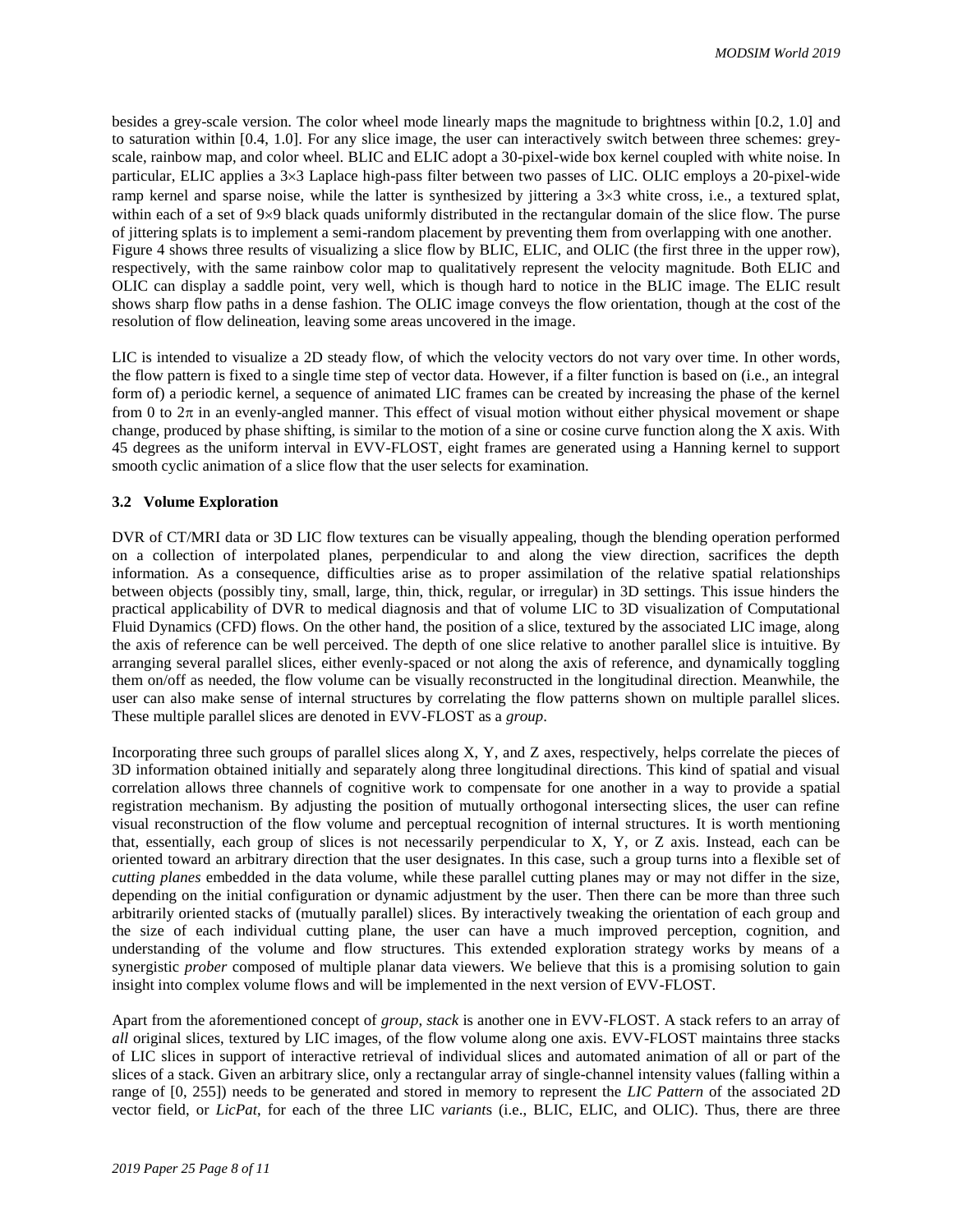besides a grey-scale version. The color wheel mode linearly maps the magnitude to brightness within [0.2, 1.0] and to saturation within [0.4, 1.0]. For any slice image, the user can interactively switch between three schemes: grey-scale, rainbow map, and color wheel. BLIC and ELIC adopt a 30-pixel-wide box kernel coupled with white noise. In particular, ELIC applies a $3 \times 3$ Laplace high-pass filter between two passes of LIC. OLIC employs a 20-pixel-wide ramp kernel and sparse noise, while the latter is synthesized by jittering a $3 \times 3$ white cross, i.e., a textured splat, within each of a set of $9 \times 9$ black quads uniformly distributed in the rectangular domain of the slice flow. The purse of jittering splats is to implement a semi-random placement by preventing them from overlapping with one another. Figure 4 shows three results of visualizing a slice flow by BLIC, ELIC, and OLIC (the first three in the upper row), respectively, with the same rainbow color map to qualitatively represent the velocity magnitude. Both ELIC and OLIC can display a saddle point, very well, which is though hard to notice in the BLIC image. The ELIC result shows sharp flow paths in a dense fashion. The OLIC image conveys the flow orientation, though at the cost of the resolution of flow delineation, leaving some areas uncovered in the image.

LIC is intended to visualize a 2D steady flow, of which the velocity vectors do not vary over time. In other words, the flow pattern is fixed to a single time step of vector data. However, if a filter function is based on (i.e., an integral form of) a periodic kernel, a sequence of animated LIC frames can be created by increasing the phase of the kernel from 0 to $2\pi$ in an evenly-angled manner. This effect of visual motion without either physical movement or shape change, produced by phase shifting, is similar to the motion of a sine or cosine curve function along the X axis. With 45 degrees as the uniform interval in EVV-FLOST, eight frames are generated using a Hanning kernel to support smooth cyclic animation of a slice flow that the user selects for examination.

### 3.2 Volume Exploration

DVR of CT/MRI data or 3D LIC flow textures can be visually appealing, though the blending operation performed on a collection of interpolated planes, perpendicular to and along the view direction, sacrifices the depth information. As a consequence, difficulties arise as to proper assimilation of the relative spatial relationships between objects (possibly tiny, small, large, thin, thick, regular, or irregular) in 3D settings. This issue hinders the practical applicability of DVR to medical diagnosis and that of volume LIC to 3D visualization of Computational Fluid Dynamics (CFD) flows. On the other hand, the position of a slice, textured by the associated LIC image, along the axis of reference can be well perceived. The depth of one slice relative to another parallel slice is intuitive. By arranging several parallel slices, either evenly-spaced or not along the axis of reference, and dynamically toggling them on/off as needed, the flow volume can be visually reconstructed in the longitudinal direction. Meanwhile, the user can also make sense of internal structures by correlating the flow patterns shown on multiple parallel slices. These multiple parallel slices are denoted in EVV-FLOST as a *group*.

Incorporating three such groups of parallel slices along X, Y, and Z axes, respectively, helps correlate the pieces of 3D information obtained initially and separately along three longitudinal directions. This kind of spatial and visual correlation allows three channels of cognitive work to compensate for one another in a way to provide a spatial registration mechanism. By adjusting the position of mutually orthogonal intersecting slices, the user can refine visual reconstruction of the flow volume and perceptual recognition of internal structures. It is worth mentioning that, essentially, each group of slices is not necessarily perpendicular to X, Y, or Z axis. Instead, each can be oriented toward an arbitrary direction that the user designates. In this case, such a group turns into a flexible set of *cutting planes* embedded in the data volume, while these parallel cutting planes may or may not differ in the size, depending on the initial configuration or dynamic adjustment by the user. Then there can be more than three such arbitrarily oriented stacks of (mutually parallel) slices. By interactively tweaking the orientation of each group and the size of each individual cutting plane, the user can have a much improved perception, cognition, and understanding of the volume and flow structures. This extended exploration strategy works by means of a synergistic *prober* composed of multiple planar data viewers. We believe that this is a promising solution to gain insight into complex volume flows and will be implemented in the next version of EVV-FLOST.

Apart from the aforementioned concept of *group*, *stack* is another one in EVV-FLOST. A stack refers to an array of *all* original slices, textured by LIC images, of the flow volume along one axis. EVV-FLOST maintains three stacks of LIC slices in support of interactive retrieval of individual slices and automated animation of all or part of the slices of a stack. Given an arbitrary slice, only a rectangular array of single-channel intensity values (falling within a range of [0, 255]) needs to be generated and stored in memory to represent the *LIC Pattern* of the associated 2D vector field, or *LicPat*, for each of the three LIC *variant*s (i.e., BLIC, ELIC, and OLIC). Thus, there are three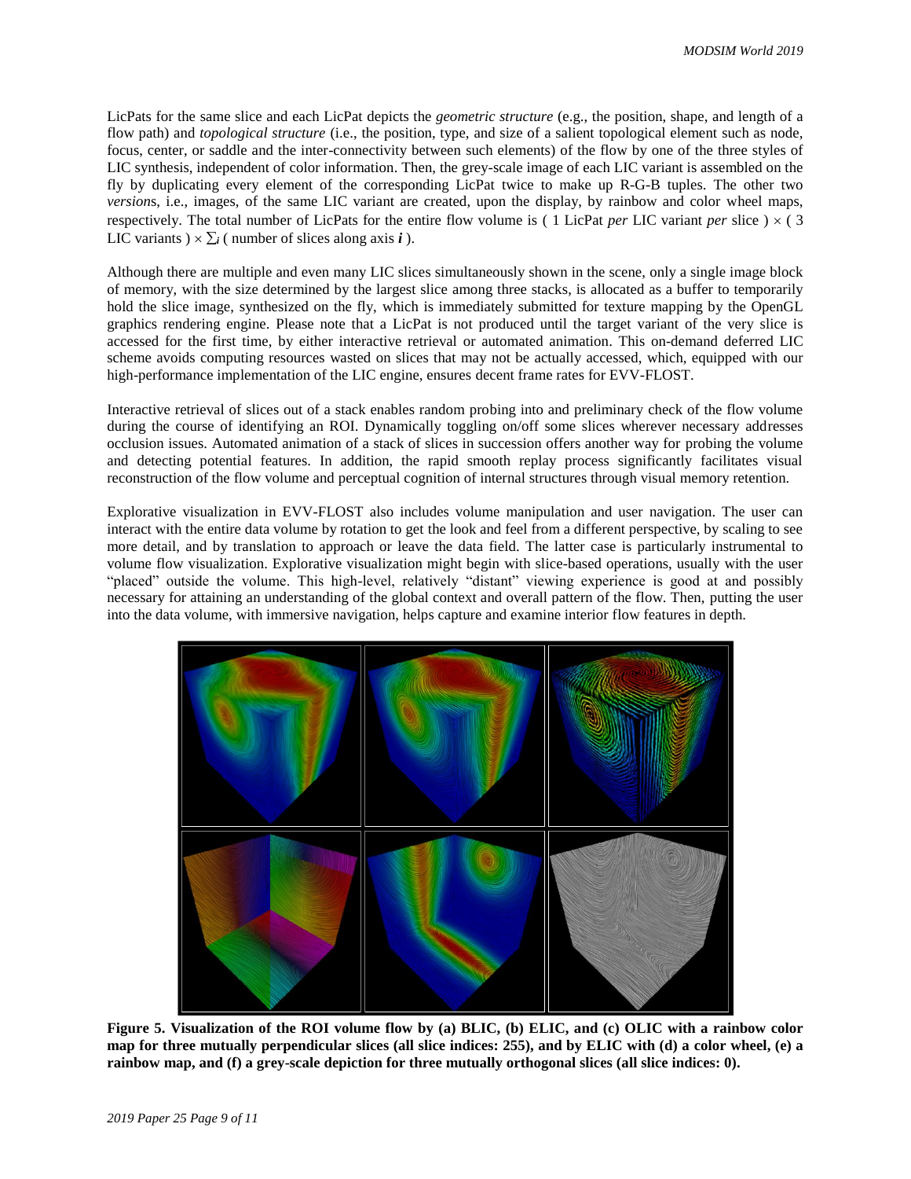LicPats for the same slice and each LicPat depicts the *geometric structure* (e.g., the position, shape, and length of a flow path) and *topological structure* (i.e., the position, type, and size of a salient topological element such as node, focus, center, or saddle and the inter-connectivity between such elements) of the flow by one of the three styles of LIC synthesis, independent of color information. Then, the grey-scale image of each LIC variant is assembled on the fly by duplicating every element of the corresponding LicPat twice to make up R-G-B tuples. The other two *version*s, i.e., images, of the same LIC variant are created, upon the display, by rainbow and color wheel maps, respectively. The total number of LicPats for the entire flow volume is ( 1 LicPat *per* LIC variant *per* slice ) × ( 3 LIC variants ) × $\sum_i$ ( number of slices along axis $\boldsymbol{i}$ ).

Although there are multiple and even many LIC slices simultaneously shown in the scene, only a single image block of memory, with the size determined by the largest slice among three stacks, is allocated as a buffer to temporarily hold the slice image, synthesized on the fly, which is immediately submitted for texture mapping by the OpenGL graphics rendering engine. Please note that a LicPat is not produced until the target variant of the very slice is accessed for the first time, by either interactive retrieval or automated animation. This on-demand deferred LIC scheme avoids computing resources wasted on slices that may not be actually accessed, which, equipped with our high-performance implementation of the LIC engine, ensures decent frame rates for EVV-FLOST.

Interactive retrieval of slices out of a stack enables random probing into and preliminary check of the flow volume during the course of identifying an ROI. Dynamically toggling on/off some slices wherever necessary addresses occlusion issues. Automated animation of a stack of slices in succession offers another way for probing the volume and detecting potential features. In addition, the rapid smooth replay process significantly facilitates visual reconstruction of the flow volume and perceptual cognition of internal structures through visual memory retention.

Explorative visualization in EVV-FLOST also includes volume manipulation and user navigation. The user can interact with the entire data volume by rotation to get the look and feel from a different perspective, by scaling to see more detail, and by translation to approach or leave the data field. The latter case is particularly instrumental to volume flow visualization. Explorative visualization might begin with slice-based operations, usually with the user "placed" outside the volume. This high-level, relatively "distant" viewing experience is good at and possibly necessary for attaining an understanding of the global context and overall pattern of the flow. Then, putting the user into the data volume, with immersive navigation, helps capture and examine interior flow features in depth.

**Figure 5. Visualization of the ROI volume flow by (a) BLIC, (b) ELIC, and (c) OLIC with a rainbow color map for three mutually perpendicular slices (all slice indices: 255), and by ELIC with (d) a color wheel, (e) a rainbow map, and (f) a grey-scale depiction for three mutually orthogonal slices (all slice indices: 0).**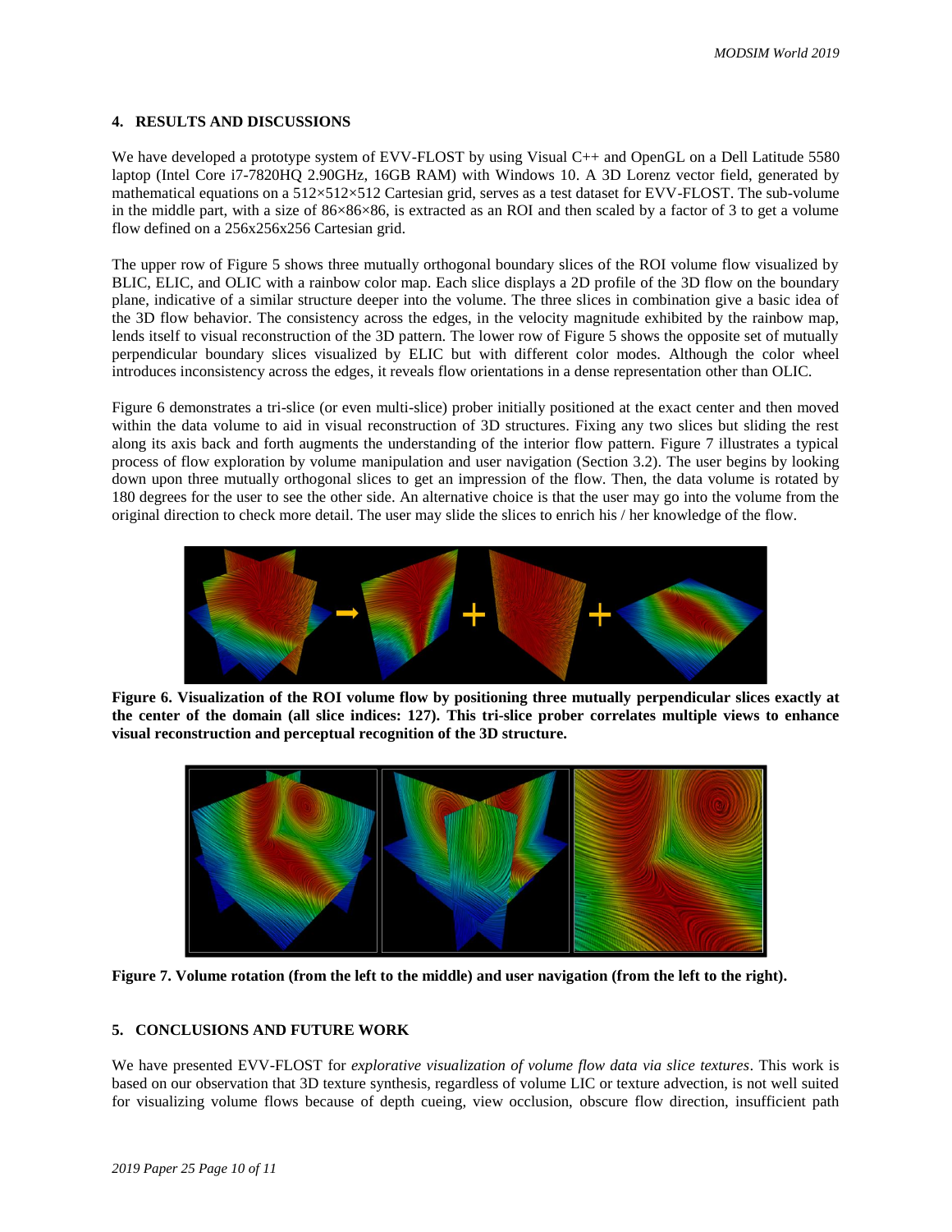## 4. RESULTS AND DISCUSSIONS

We have developed a prototype system of EVV-FLOST by using Visual C++ and OpenGL on a Dell Latitude 5580 laptop (Intel Core i7-7820HQ 2.90GHz, 16GB RAM) with Windows 10. A 3D Lorenz vector field, generated by mathematical equations on a 512×512×512 Cartesian grid, serves as a test dataset for EVV-FLOST. The sub-volume in the middle part, with a size of 86×86×86, is extracted as an ROI and then scaled by a factor of 3 to get a volume flow defined on a 256x256x256 Cartesian grid.

The upper row of Figure 5 shows three mutually orthogonal boundary slices of the ROI volume flow visualized by BLIC, ELIC, and OLIC with a rainbow color map. Each slice displays a 2D profile of the 3D flow on the boundary plane, indicative of a similar structure deeper into the volume. The three slices in combination give a basic idea of the 3D flow behavior. The consistency across the edges, in the velocity magnitude exhibited by the rainbow map, lends itself to visual reconstruction of the 3D pattern. The lower row of Figure 5 shows the opposite set of mutually perpendicular boundary slices visualized by ELIC but with different color modes. Although the color wheel introduces inconsistency across the edges, it reveals flow orientations in a dense representation other than OLIC.

Figure 6 demonstrates a tri-slice (or even multi-slice) prober initially positioned at the exact center and then moved within the data volume to aid in visual reconstruction of 3D structures. Fixing any two slices but sliding the rest along its axis back and forth augments the understanding of the interior flow pattern. Figure 7 illustrates a typical process of flow exploration by volume manipulation and user navigation (Section 3.2). The user begins by looking down upon three mutually orthogonal slices to get an impression of the flow. Then, the data volume is rotated by 180 degrees for the user to see the other side. An alternative choice is that the user may go into the volume from the original direction to check more detail. The user may slide the slices to enrich his / her knowledge of the flow.

**Figure 6. Visualization of the ROI volume flow by positioning three mutually perpendicular slices exactly at the center of the domain (all slice indices: 127). This tri-slice prober correlates multiple views to enhance visual reconstruction and perceptual recognition of the 3D structure.**

**Figure 7. Volume rotation (from the left to the middle) and user navigation (from the left to the right).**

## 5. CONCLUSIONS AND FUTURE WORK

We have presented EVV-FLOST for *explorative visualization of volume flow data via slice textures*. This work is based on our observation that 3D texture synthesis, regardless of volume LIC or texture advection, is not well suited for visualizing volume flows because of depth cueing, view occlusion, obscure flow direction, insufficient path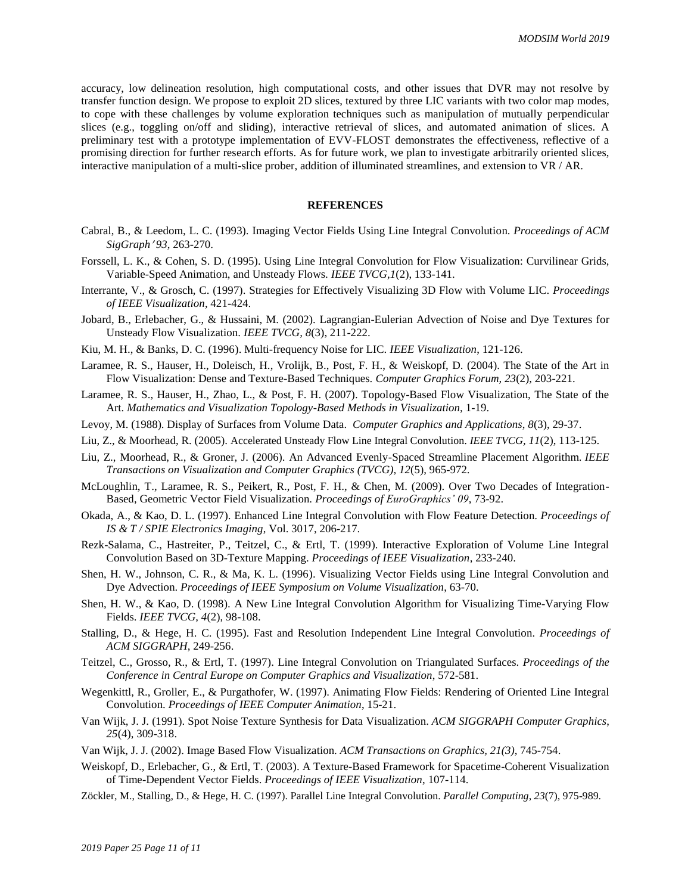accuracy, low delineation resolution, high computational costs, and other issues that DVR may not resolve by transfer function design. We propose to exploit 2D slices, textured by three LIC variants with two color map modes, to cope with these challenges by volume exploration techniques such as manipulation of mutually perpendicular slices (e.g., toggling on/off and sliding), interactive retrieval of slices, and automated animation of slices. A preliminary test with a prototype implementation of EVV-FLOST demonstrates the effectiveness, reflective of a promising direction for further research efforts. As for future work, we plan to investigate arbitrarily oriented slices, interactive manipulation of a multi-slice prober, addition of illuminated streamlines, and extension to VR / AR.

## REFERENCES

Cabral, B., & Leedom, L. C. (1993). Imaging Vector Fields Using Line Integral Convolution. *Proceedings of ACM SigGraph'93*, 263-270.

Forssell, L. K., & Cohen, S. D. (1995). Using Line Integral Convolution for Flow Visualization: Curvilinear Grids, Variable-Speed Animation, and Unsteady Flows. *IEEE TVCG,1*(2), 133-141.

Interrante, V., & Grosch, C. (1997). Strategies for Effectively Visualizing 3D Flow with Volume LIC. *Proceedings of IEEE Visualization*, 421-424.

Jobard, B., Erlebacher, G., & Hussaini, M. (2002). Lagrangian-Eulerian Advection of Noise and Dye Textures for Unsteady Flow Visualization. *IEEE TVCG, 8*(3), 211-222.

Kiu, M. H., & Banks, D. C. (1996). Multi-frequency Noise for LIC. *IEEE Visualization*, 121-126.

Laramee, R. S., Hauser, H., Doleisch, H., Vrolijk, B., Post, F. H., & Weiskopf, D. (2004). The State of the Art in Flow Visualization: Dense and Texture-Based Techniques. *Computer Graphics Forum, 23*(2), 203-221.

Laramee, R. S., Hauser, H., Zhao, L., & Post, F. H. (2007). Topology-Based Flow Visualization, The State of the Art. *Mathematics and Visualization Topology-Based Methods in Visualization,* 1-19.

Levoy, M. (1988). Display of Surfaces from Volume Data. *Computer Graphics and Applications*, *8*(3), 29-37.

Liu, Z., & Moorhead, R. (2005). Accelerated Unsteady Flow Line Integral Convolution. *IEEE TVCG, 11*(2), 113-125.

Liu, Z., Moorhead, R., & Groner, J. (2006). An Advanced Evenly-Spaced Streamline Placement Algorithm. *IEEE Transactions on Visualization and Computer Graphics (TVCG), 12*(5), 965-972.

McLoughlin, T., Laramee, R. S., Peikert, R., Post, F. H., & Chen, M. (2009). Over Two Decades of Integration-Based, Geometric Vector Field Visualization. *Proceedings of EuroGraphics' 09*, 73-92.

Okada, A., & Kao, D. L. (1997). Enhanced Line Integral Convolution with Flow Feature Detection. *Proceedings of IS & T / SPIE Electronics Imaging*, Vol. 3017, 206-217.

Rezk-Salama, C., Hastreiter, P., Teitzel, C., & Ertl, T. (1999). Interactive Exploration of Volume Line Integral Convolution Based on 3D-Texture Mapping. *Proceedings of IEEE Visualization*, 233-240.

Shen, H. W., Johnson, C. R., & Ma, K. L. (1996). Visualizing Vector Fields using Line Integral Convolution and Dye Advection. *Proceedings of IEEE Symposium on Volume Visualization*, 63-70.

Shen, H. W., & Kao, D. (1998). A New Line Integral Convolution Algorithm for Visualizing Time-Varying Flow Fields. *IEEE TVCG, 4*(2), 98-108.

Stalling, D., & Hege, H. C. (1995). Fast and Resolution Independent Line Integral Convolution. *Proceedings of ACM SIGGRAPH*, 249-256.

Teitzel, C., Grosso, R., & Ertl, T. (1997). Line Integral Convolution on Triangulated Surfaces. *Proceedings of the Conference in Central Europe on Computer Graphics and Visualization*, 572-581.

Wegenkittl, R., Groller, E., & Purgathofer, W. (1997). Animating Flow Fields: Rendering of Oriented Line Integral Convolution. *Proceedings of IEEE Computer Animation*, 15-21.

Van Wijk, J. J. (1991). Spot Noise Texture Synthesis for Data Visualization. *ACM SIGGRAPH Computer Graphics, 25*(4), 309-318.

Van Wijk, J. J. (2002). Image Based Flow Visualization. *ACM Transactions on Graphics, 21(3)*, 745-754.

Weiskopf, D., Erlebacher, G., & Ertl, T. (2003). A Texture-Based Framework for Spacetime-Coherent Visualization of Time-Dependent Vector Fields. *Proceedings of IEEE Visualization*, 107-114.

Zöckler, M., Stalling, D., & Hege, H. C. (1997). Parallel Line Integral Convolution. *Parallel Computing, 23*(7), 975-989.